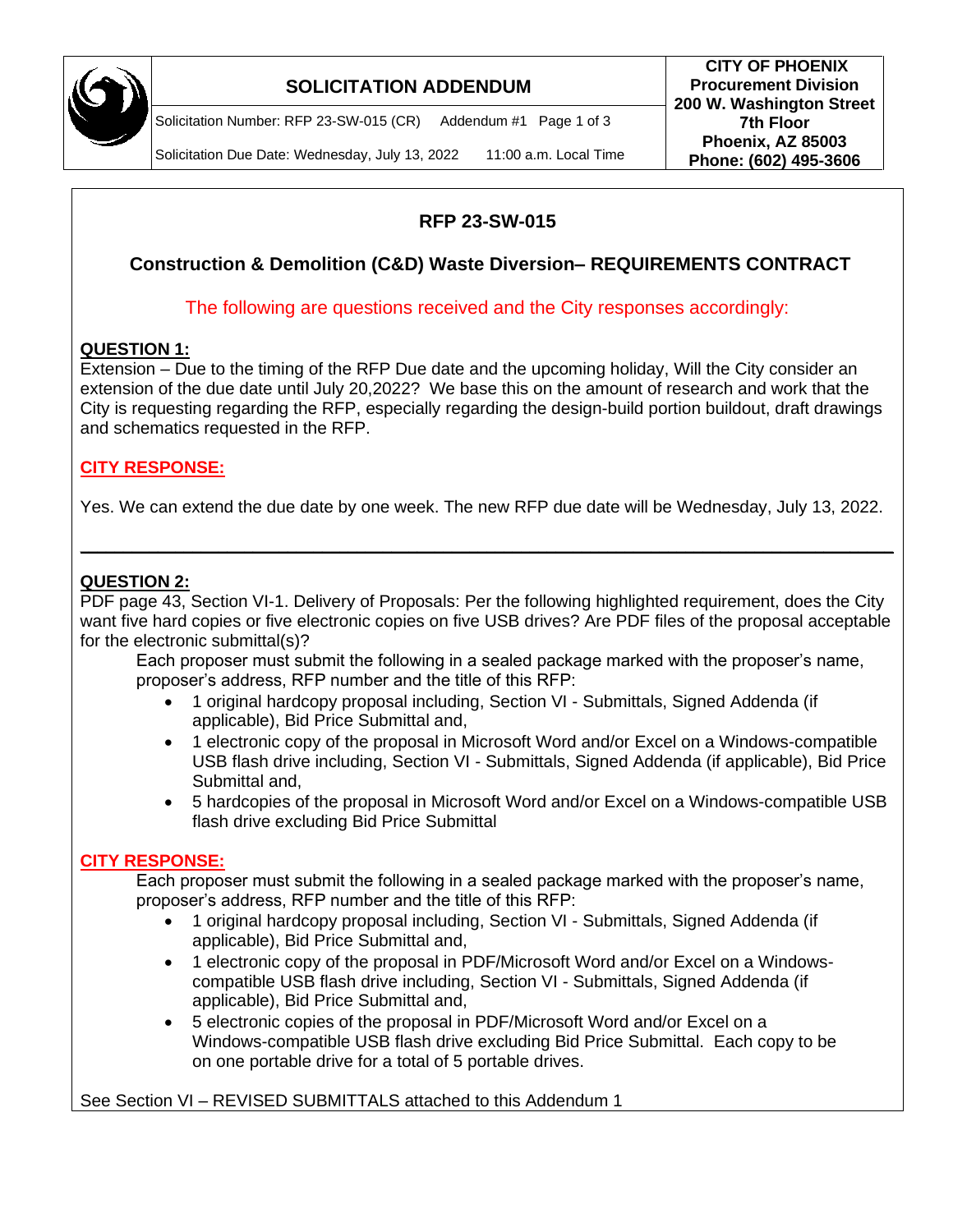# SOLICITATION ADDENDUM

Solicitation Number: RFP 23-SW-015 (CR) Addendum #1

Solicitation Due Date: Wednesday, July 13, 2022 11:00 a.m. Local Time

**CITY OF PHOENIX**
**Procurement Division**
**200 W. Washington Street**
**7th Floor**
**Phoenix, AZ 85003**
**Phone: (602) 495-3606**

## RFP 23-SW-015

## Construction & Demolition (C&D) Waste Diversion– REQUIREMENTS CONTRACT

The following are questions received and the City responses accordingly:

**QUESTION 1:**

Extension – Due to the timing of the RFP Due date and the upcoming holiday, Will the City consider an extension of the due date until July 20,2022? We base this on the amount of research and work that the City is requesting regarding the RFP, especially regarding the design-build portion buildout, draft drawings and schematics requested in the RFP.

**CITY RESPONSE:**

Yes. We can extend the due date by one week. The new RFP due date will be Wednesday, July 13, 2022.

---

**QUESTION 2:**

PDF page 43, Section VI-1. Delivery of Proposals: Per the following highlighted requirement, does the City want five hard copies or five electronic copies on five USB drives? Are PDF files of the proposal acceptable for the electronic submittal(s)?

Each proposer must submit the following in a sealed package marked with the proposer's name, proposer's address, RFP number and the title of this RFP:

- 1 original hardcopy proposal including, Section VI - Submittals, Signed Addenda (if applicable), Bid Price Submittal and,
- 1 electronic copy of the proposal in Microsoft Word and/or Excel on a Windows-compatible USB flash drive including, Section VI - Submittals, Signed Addenda (if applicable), Bid Price Submittal and,
- 5 hardcopies of the proposal in Microsoft Word and/or Excel on a Windows-compatible USB flash drive excluding Bid Price Submittal

**CITY RESPONSE:**

Each proposer must submit the following in a sealed package marked with the proposer's name, proposer's address, RFP number and the title of this RFP:

- 1 original hardcopy proposal including, Section VI - Submittals, Signed Addenda (if applicable), Bid Price Submittal and,
- 1 electronic copy of the proposal in PDF/Microsoft Word and/or Excel on a Windows-compatible USB flash drive including, Section VI - Submittals, Signed Addenda (if applicable), Bid Price Submittal and,
- 5 electronic copies of the proposal in PDF/Microsoft Word and/or Excel on a Windows-compatible USB flash drive excluding Bid Price Submittal. Each copy to be on one portable drive for a total of 5 portable drives.

See Section VI – REVISED SUBMITTALS attached to this Addendum 1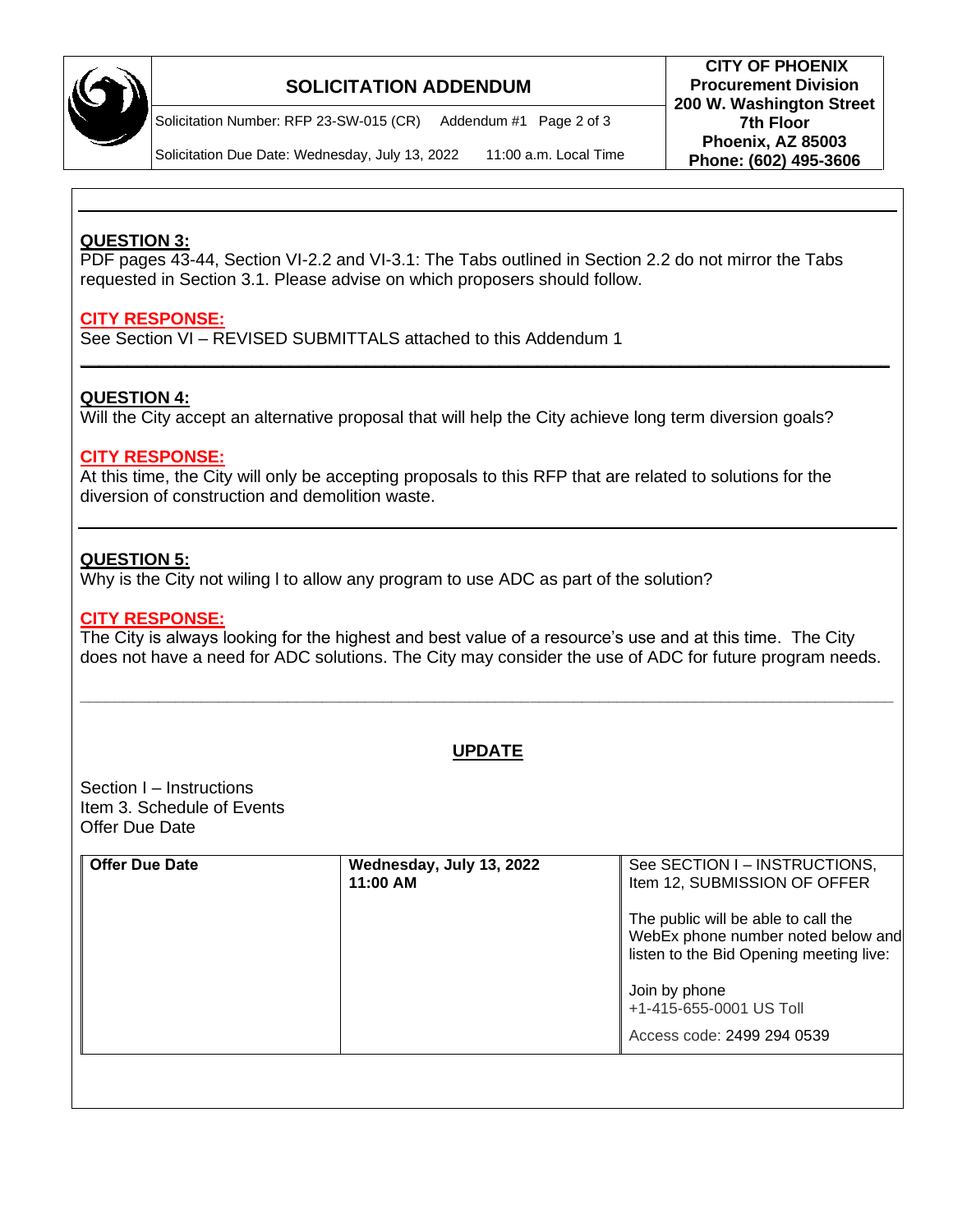**QUESTION 3:**
PDF pages 43-44, Section VI-2.2 and VI-3.1: The Tabs outlined in Section 2.2 do not mirror the Tabs requested in Section 3.1. Please advise on which proposers should follow.

**CITY RESPONSE:**
See Section VI – REVISED SUBMITTALS attached to this Addendum 1

---

**QUESTION 4:**
Will the City accept an alternative proposal that will help the City achieve long term diversion goals?

**CITY RESPONSE:**
At this time, the City will only be accepting proposals to this RFP that are related to solutions for the diversion of construction and demolition waste.

---

**QUESTION 5:**
Why is the City not wiling l to allow any program to use ADC as part of the solution?

**CITY RESPONSE:**
The City is always looking for the highest and best value of a resource's use and at this time. The City does not have a need for ADC solutions. The City may consider the use of ADC for future program needs.

---

**UPDATE**

Section I – Instructions
Item 3. Schedule of Events
Offer Due Date

| **Offer Due Date** | **Wednesday, July 13, 2022 11:00 AM** | See SECTION I – INSTRUCTIONS, Item 12, SUBMISSION OF OFFER<br><br>The public will be able to call the WebEx phone number noted below and listen to the Bid Opening meeting live:<br><br>Join by phone<br>+1-415-655-0001 US Toll<br><br>Access code: 2499 294 0539 |
|---|---|---|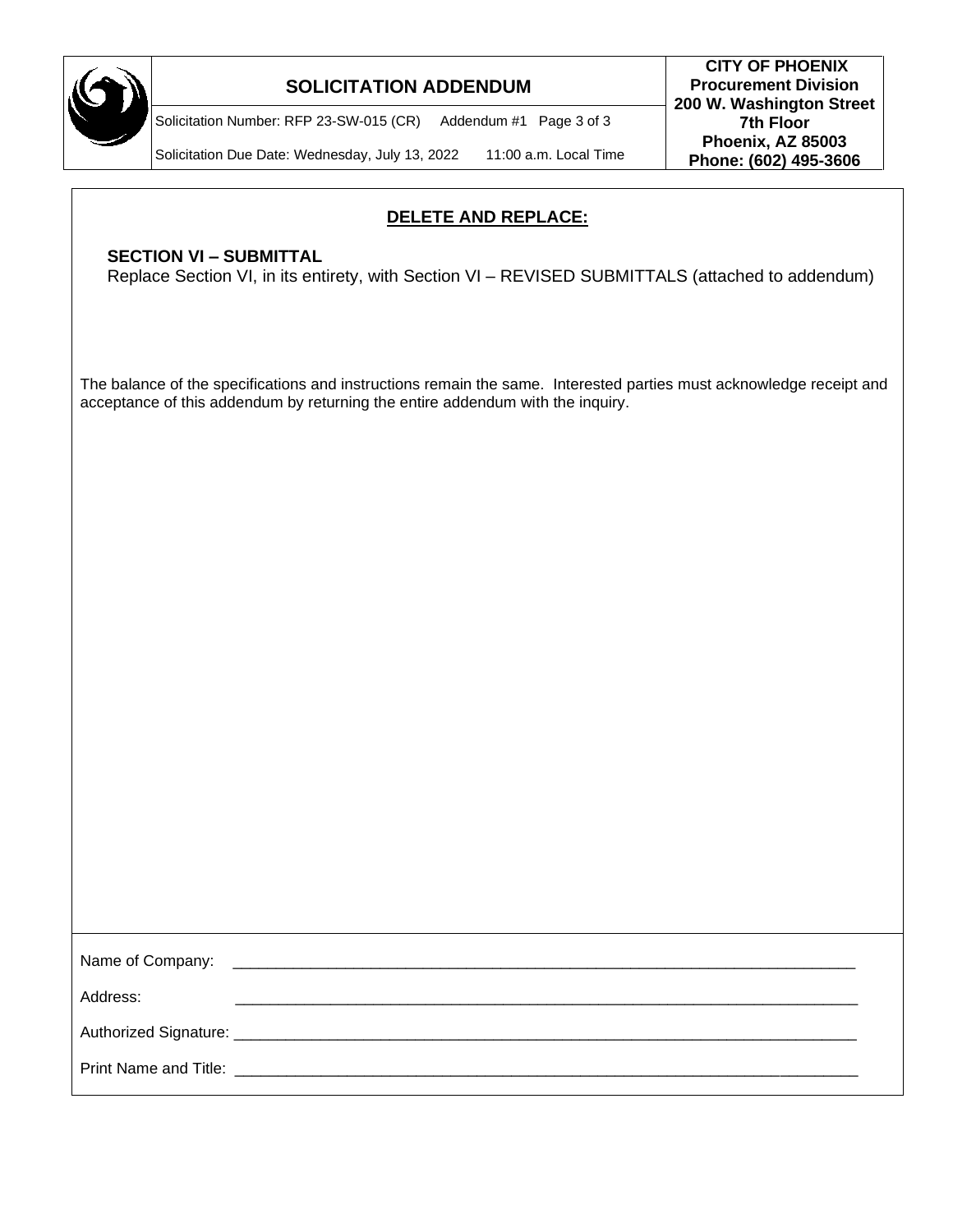**DELETE AND REPLACE:**

**SECTION VI – SUBMITTAL**

Replace Section VI, in its entirety, with Section VI – REVISED SUBMITTALS (attached to addendum)

The balance of the specifications and instructions remain the same. Interested parties must acknowledge receipt and acceptance of this addendum by returning the entire addendum with the inquiry.

Name of Company: \_\_\_\_\_\_\_\_\_\_\_\_\_\_\_\_\_\_\_\_\_\_\_\_\_\_\_\_\_\_\_\_\_\_\_\_\_\_\_\_\_\_\_\_\_\_\_\_\_\_\_\_\_\_\_\_\_\_\_\_\_\_\_\_\_\_\_\_\_\_\_\_

Address: \_\_\_\_\_\_\_\_\_\_\_\_\_\_\_\_\_\_\_\_\_\_\_\_\_\_\_\_\_\_\_\_\_\_\_\_\_\_\_\_\_\_\_\_\_\_\_\_\_\_\_\_\_\_\_\_\_\_\_\_\_\_\_\_\_\_\_\_\_\_\_\_

Authorized Signature: \_\_\_\_\_\_\_\_\_\_\_\_\_\_\_\_\_\_\_\_\_\_\_\_\_\_\_\_\_\_\_\_\_\_\_\_\_\_\_\_\_\_\_\_\_\_\_\_\_\_\_\_\_\_\_\_\_\_\_\_\_\_\_\_\_\_\_\_\_\_\_\_

Print Name and Title: \_\_\_\_\_\_\_\_\_\_\_\_\_\_\_\_\_\_\_\_\_\_\_\_\_\_\_\_\_\_\_\_\_\_\_\_\_\_\_\_\_\_\_\_\_\_\_\_\_\_\_\_\_\_\_\_\_\_\_\_\_\_\_\_\_\_\_\_\_\_\_\_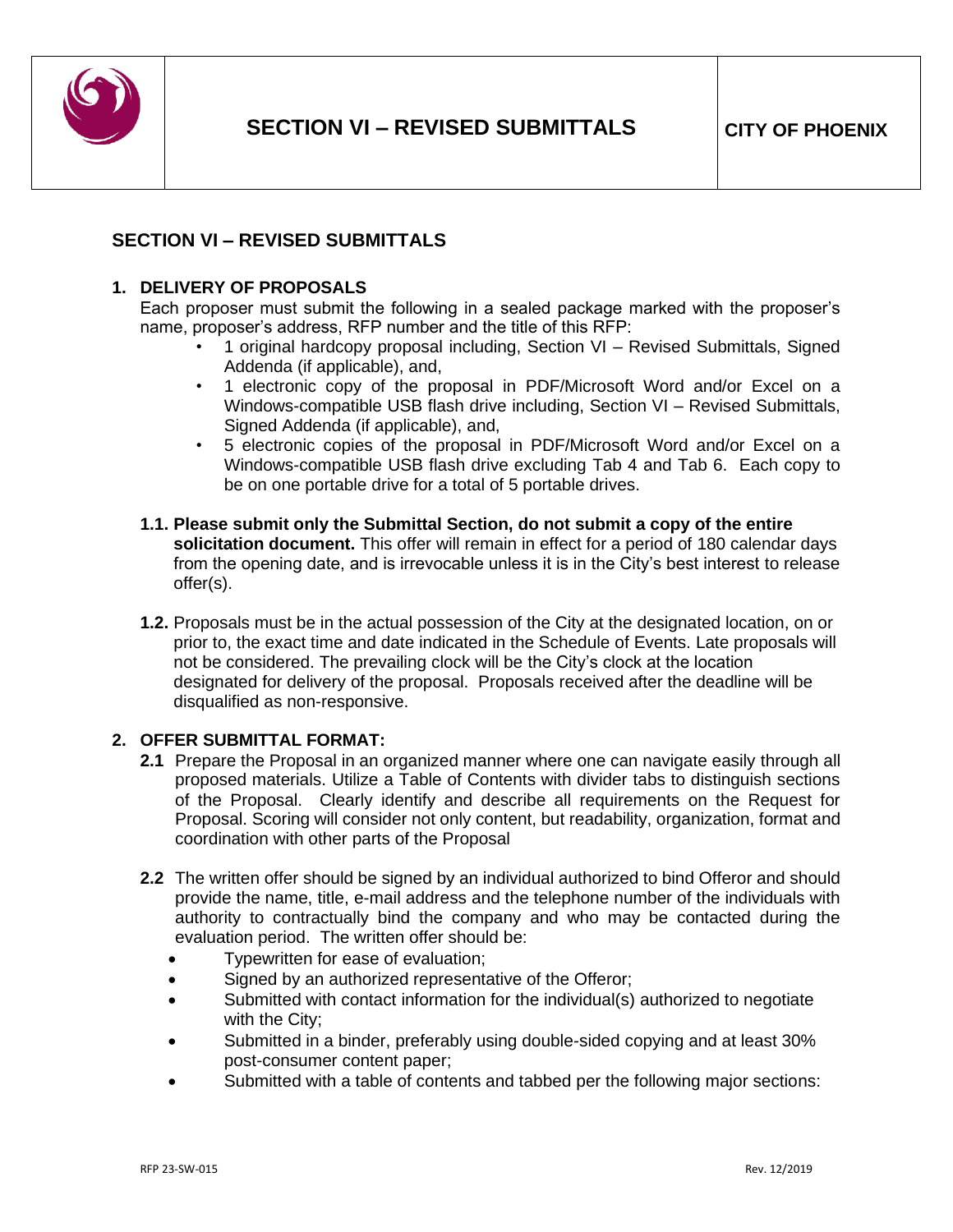# SECTION VI – REVISED SUBMITTALS

## SECTION VI – REVISED SUBMITTALS

### 1. DELIVERY OF PROPOSALS

Each proposer must submit the following in a sealed package marked with the proposer's name, proposer's address, RFP number and the title of this RFP:

- 1 original hardcopy proposal including, Section VI – Revised Submittals, Signed Addenda (if applicable), and,
- 1 electronic copy of the proposal in PDF/Microsoft Word and/or Excel on a Windows-compatible USB flash drive including, Section VI – Revised Submittals, Signed Addenda (if applicable), and,
- 5 electronic copies of the proposal in PDF/Microsoft Word and/or Excel on a Windows-compatible USB flash drive excluding Tab 4 and Tab 6. Each copy to be on one portable drive for a total of 5 portable drives.

**1.1. Please submit only the Submittal Section, do not submit a copy of the entire solicitation document.** This offer will remain in effect for a period of 180 calendar days from the opening date, and is irrevocable unless it is in the City's best interest to release offer(s).

**1.2.** Proposals must be in the actual possession of the City at the designated location, on or prior to, the exact time and date indicated in the Schedule of Events. Late proposals will not be considered. The prevailing clock will be the City's clock at the location designated for delivery of the proposal. Proposals received after the deadline will be disqualified as non-responsive.

### 2. OFFER SUBMITTAL FORMAT:

**2.1** Prepare the Proposal in an organized manner where one can navigate easily through all proposed materials. Utilize a Table of Contents with divider tabs to distinguish sections of the Proposal. Clearly identify and describe all requirements on the Request for Proposal. Scoring will consider not only content, but readability, organization, format and coordination with other parts of the Proposal

**2.2** The written offer should be signed by an individual authorized to bind Offeror and should provide the name, title, e-mail address and the telephone number of the individuals with authority to contractually bind the company and who may be contacted during the evaluation period. The written offer should be:

- Typewritten for ease of evaluation;
- Signed by an authorized representative of the Offeror;
- Submitted with contact information for the individual(s) authorized to negotiate with the City;
- Submitted in a binder, preferably using double-sided copying and at least 30% post-consumer content paper;
- Submitted with a table of contents and tabbed per the following major sections: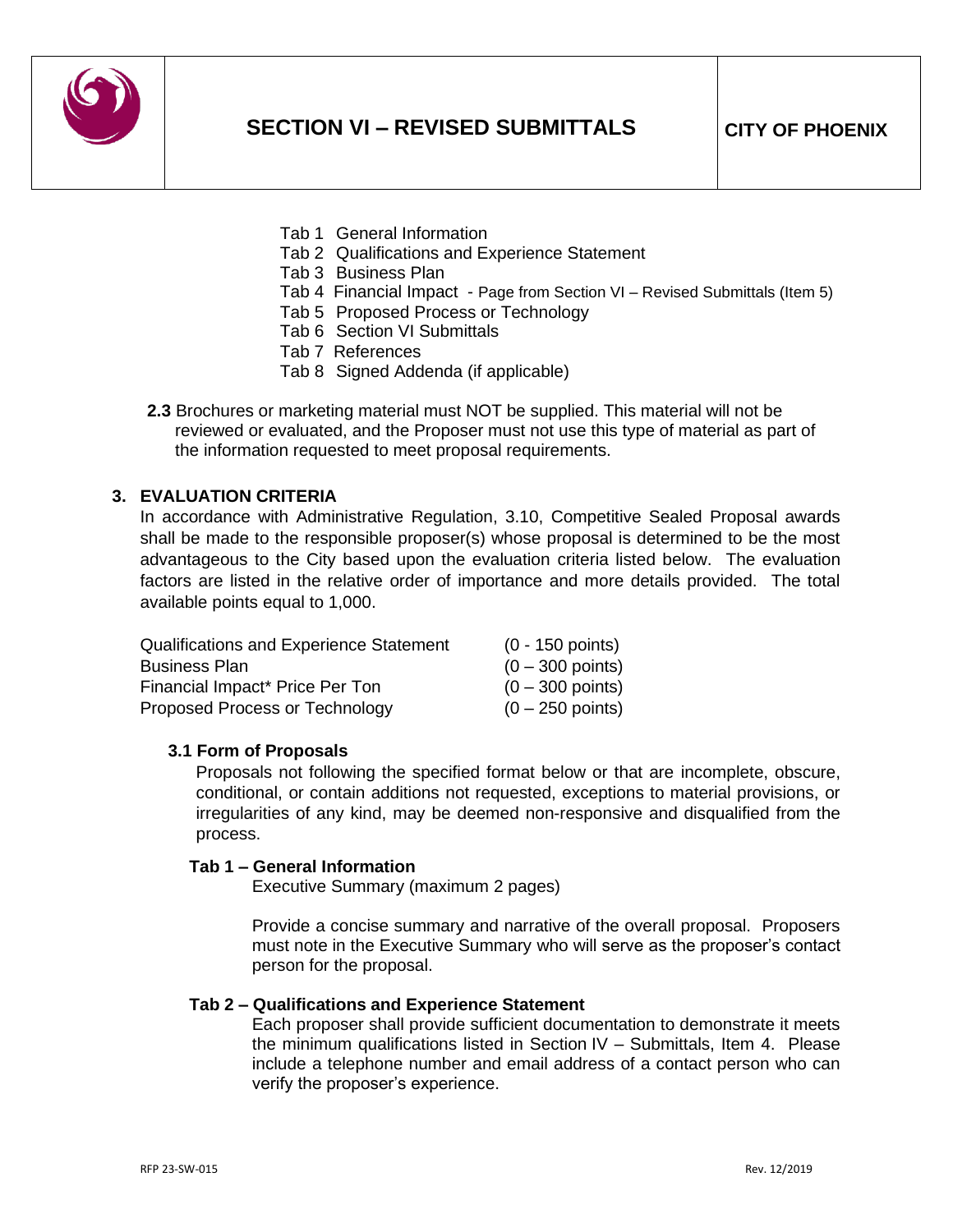Tab 1 General Information
Tab 2 Qualifications and Experience Statement
Tab 3 Business Plan
Tab 4 Financial Impact - Page from Section VI – Revised Submittals (Item 5)
Tab 5 Proposed Process or Technology
Tab 6 Section VI Submittals
Tab 7 References
Tab 8 Signed Addenda (if applicable)

**2.3** Brochures or marketing material must NOT be supplied. This material will not be reviewed or evaluated, and the Proposer must not use this type of material as part of the information requested to meet proposal requirements.

## 3. EVALUATION CRITERIA

In accordance with Administrative Regulation, 3.10, Competitive Sealed Proposal awards shall be made to the responsible proposer(s) whose proposal is determined to be the most advantageous to the City based upon the evaluation criteria listed below. The evaluation factors are listed in the relative order of importance and more details provided. The total available points equal to 1,000.

| | |
|---|---|
| Qualifications and Experience Statement | (0 - 150 points) |
| Business Plan | (0 – 300 points) |
| Financial Impact* Price Per Ton | (0 – 300 points) |
| Proposed Process or Technology | (0 – 250 points) |

### 3.1 Form of Proposals

Proposals not following the specified format below or that are incomplete, obscure, conditional, or contain additions not requested, exceptions to material provisions, or irregularities of any kind, may be deemed non-responsive and disqualified from the process.

**Tab 1 – General Information**

Executive Summary (maximum 2 pages)

Provide a concise summary and narrative of the overall proposal. Proposers must note in the Executive Summary who will serve as the proposer's contact person for the proposal.

**Tab 2 – Qualifications and Experience Statement**

Each proposer shall provide sufficient documentation to demonstrate it meets the minimum qualifications listed in Section IV – Submittals, Item 4. Please include a telephone number and email address of a contact person who can verify the proposer's experience.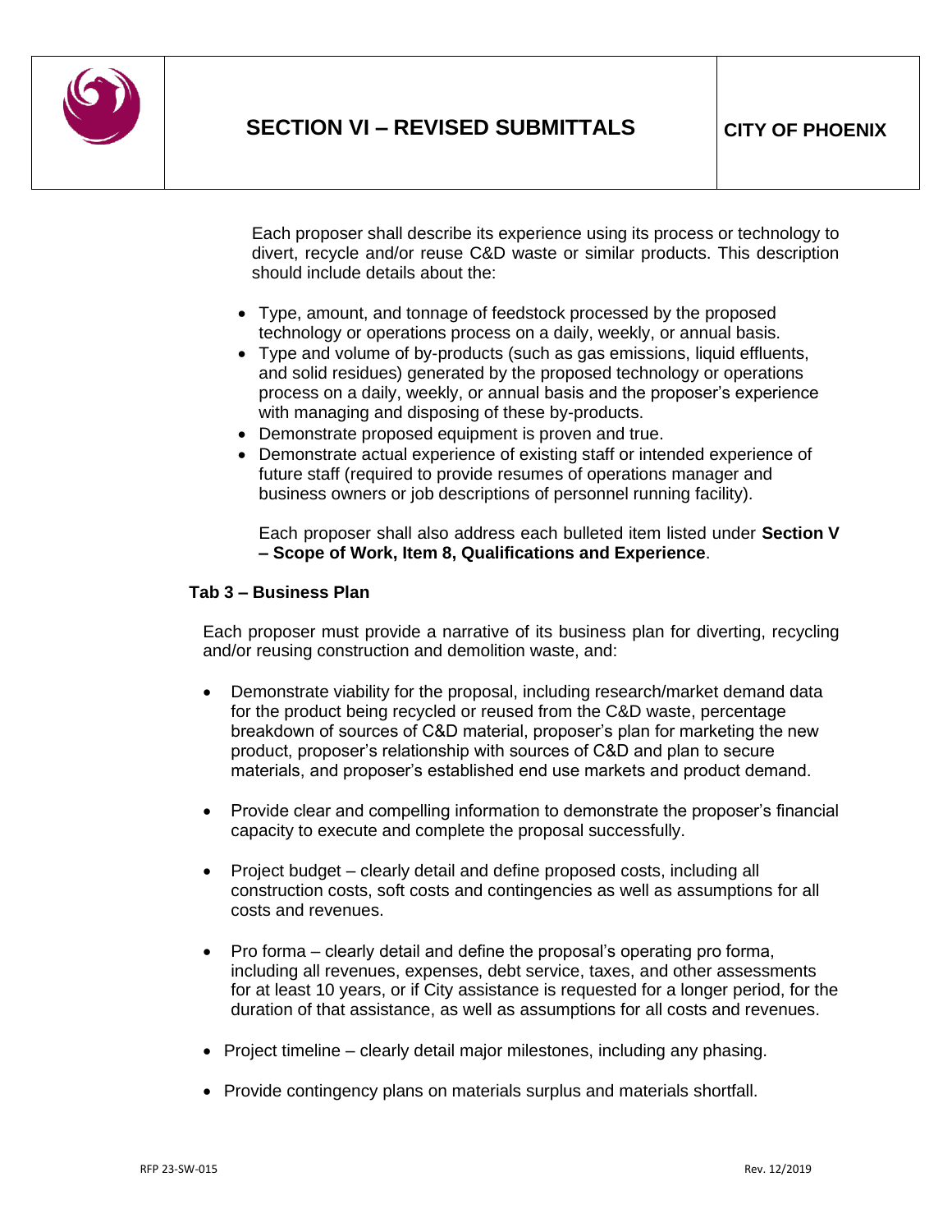Each proposer shall describe its experience using its process or technology to divert, recycle and/or reuse C&D waste or similar products. This description should include details about the:

- Type, amount, and tonnage of feedstock processed by the proposed technology or operations process on a daily, weekly, or annual basis.
- Type and volume of by-products (such as gas emissions, liquid effluents, and solid residues) generated by the proposed technology or operations process on a daily, weekly, or annual basis and the proposer's experience with managing and disposing of these by-products.
- Demonstrate proposed equipment is proven and true.
- Demonstrate actual experience of existing staff or intended experience of future staff (required to provide resumes of operations manager and business owners or job descriptions of personnel running facility).

Each proposer shall also address each bulleted item listed under **Section V – Scope of Work, Item 8, Qualifications and Experience**.

### Tab 3 – Business Plan

Each proposer must provide a narrative of its business plan for diverting, recycling and/or reusing construction and demolition waste, and:

- Demonstrate viability for the proposal, including research/market demand data for the product being recycled or reused from the C&D waste, percentage breakdown of sources of C&D material, proposer's plan for marketing the new product, proposer's relationship with sources of C&D and plan to secure materials, and proposer's established end use markets and product demand.

- Provide clear and compelling information to demonstrate the proposer's financial capacity to execute and complete the proposal successfully.

- Project budget – clearly detail and define proposed costs, including all construction costs, soft costs and contingencies as well as assumptions for all costs and revenues.

- Pro forma – clearly detail and define the proposal's operating pro forma, including all revenues, expenses, debt service, taxes, and other assessments for at least 10 years, or if City assistance is requested for a longer period, for the duration of that assistance, as well as assumptions for all costs and revenues.

- Project timeline – clearly detail major milestones, including any phasing.

- Provide contingency plans on materials surplus and materials shortfall.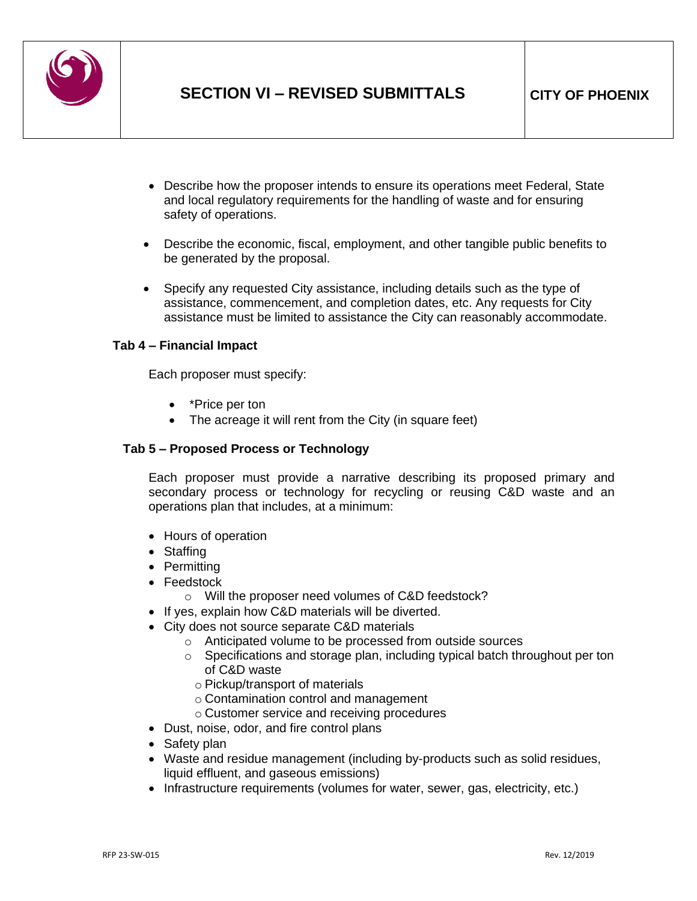- Describe how the proposer intends to ensure its operations meet Federal, State and local regulatory requirements for the handling of waste and for ensuring safety of operations.
- Describe the economic, fiscal, employment, and other tangible public benefits to be generated by the proposal.
- Specify any requested City assistance, including details such as the type of assistance, commencement, and completion dates, etc. Any requests for City assistance must be limited to assistance the City can reasonably accommodate.

**Tab 4 – Financial Impact**

Each proposer must specify:

- *Price per ton
- The acreage it will rent from the City (in square feet)

**Tab 5 – Proposed Process or Technology**

Each proposer must provide a narrative describing its proposed primary and secondary process or technology for recycling or reusing C&D waste and an operations plan that includes, at a minimum:

- Hours of operation
- Staffing
- Permitting
- Feedstock
  - Will the proposer need volumes of C&D feedstock?
- If yes, explain how C&D materials will be diverted.
- City does not source separate C&D materials
  - Anticipated volume to be processed from outside sources
  - Specifications and storage plan, including typical batch throughout per ton of C&D waste
  - Pickup/transport of materials
  - Contamination control and management
  - Customer service and receiving procedures
- Dust, noise, odor, and fire control plans
- Safety plan
- Waste and residue management (including by-products such as solid residues, liquid effluent, and gaseous emissions)
- Infrastructure requirements (volumes for water, sewer, gas, electricity, etc.)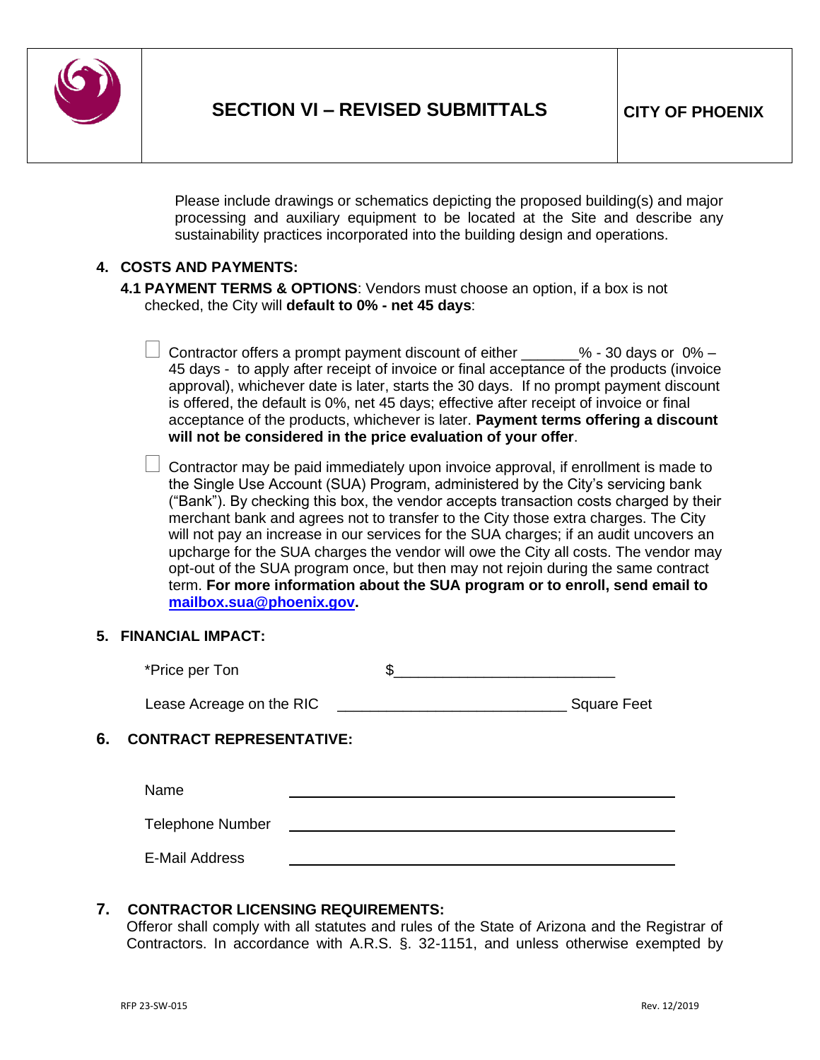# SECTION VI – REVISED SUBMITTALS

**CITY OF PHOENIX**

Please include drawings or schematics depicting the proposed building(s) and major processing and auxiliary equipment to be located at the Site and describe any sustainability practices incorporated into the building design and operations.

## 4. COSTS AND PAYMENTS:

**4.1 PAYMENT TERMS & OPTIONS**: Vendors must choose an option, if a box is not checked, the City will **default to 0% - net 45 days**:

☐ Contractor offers a prompt payment discount of either _______% - 30 days or 0% – 45 days - to apply after receipt of invoice or final acceptance of the products (invoice approval), whichever date is later, starts the 30 days. If no prompt payment discount is offered, the default is 0%, net 45 days; effective after receipt of invoice or final acceptance of the products, whichever is later. **Payment terms offering a discount will not be considered in the price evaluation of your offer**.

☐ Contractor may be paid immediately upon invoice approval, if enrollment is made to the Single Use Account (SUA) Program, administered by the City's servicing bank ("Bank"). By checking this box, the vendor accepts transaction costs charged by their merchant bank and agrees not to transfer to the City those extra charges. The City will not pay an increase in our services for the SUA charges; if an audit uncovers an upcharge for the SUA charges the vendor will owe the City all costs. The vendor may opt-out of the SUA program once, but then may not rejoin during the same contract term. **For more information about the SUA program or to enroll, send email to mailbox.sua@phoenix.gov.**

## 5. FINANCIAL IMPACT:

*Price per Ton $__________________________

Lease Acreage on the RIC __________________________ Square Feet

## 6. CONTRACT REPRESENTATIVE:

Name ______________________________

Telephone Number ______________________________

E-Mail Address ______________________________

## 7. CONTRACTOR LICENSING REQUIREMENTS:

Offeror shall comply with all statutes and rules of the State of Arizona and the Registrar of Contractors. In accordance with A.R.S. §. 32-1151, and unless otherwise exempted by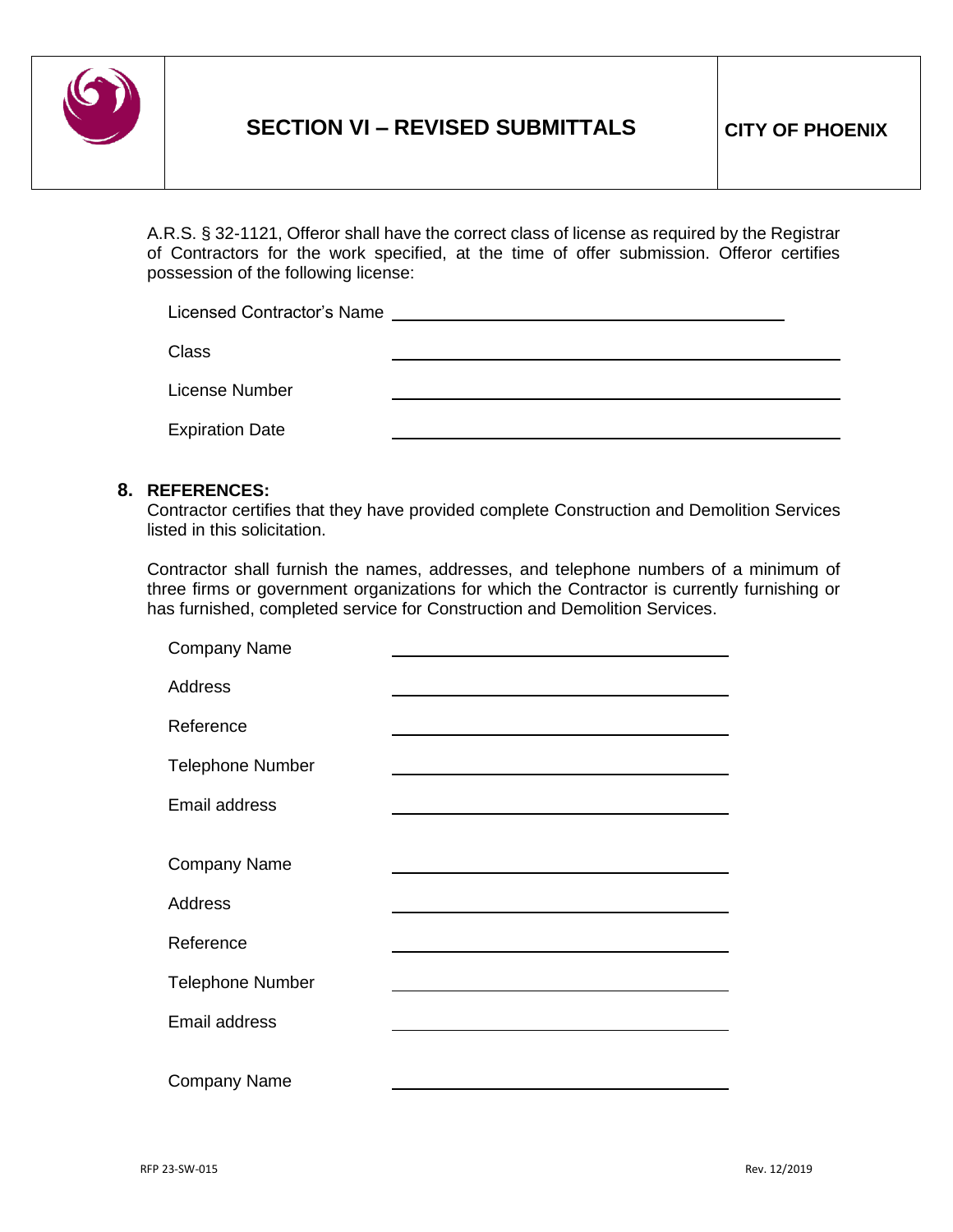A.R.S. § 32-1121, Offeror shall have the correct class of license as required by the Registrar of Contractors for the work specified, at the time of offer submission. Offeror certifies possession of the following license:

Licensed Contractor's Name \_\_\_\_\_\_\_\_\_\_\_\_\_\_\_\_\_\_\_\_\_\_\_\_\_\_\_\_\_\_\_\_\_\_\_\_

Class \_\_\_\_\_\_\_\_\_\_\_\_\_\_\_\_\_\_\_\_\_\_\_\_\_\_\_\_\_\_\_\_\_\_\_\_

License Number \_\_\_\_\_\_\_\_\_\_\_\_\_\_\_\_\_\_\_\_\_\_\_\_\_\_\_\_\_\_\_\_\_\_\_\_

Expiration Date \_\_\_\_\_\_\_\_\_\_\_\_\_\_\_\_\_\_\_\_\_\_\_\_\_\_\_\_\_\_\_\_\_\_\_\_

**8. REFERENCES:**

Contractor certifies that they have provided complete Construction and Demolition Services listed in this solicitation.

Contractor shall furnish the names, addresses, and telephone numbers of a minimum of three firms or government organizations for which the Contractor is currently furnishing or has furnished, completed service for Construction and Demolition Services.

Company Name \_\_\_\_\_\_\_\_\_\_\_\_\_\_\_\_\_\_\_\_\_\_\_\_\_\_\_\_\_\_\_\_\_\_\_\_

Address \_\_\_\_\_\_\_\_\_\_\_\_\_\_\_\_\_\_\_\_\_\_\_\_\_\_\_\_\_\_\_\_\_\_\_\_

Reference \_\_\_\_\_\_\_\_\_\_\_\_\_\_\_\_\_\_\_\_\_\_\_\_\_\_\_\_\_\_\_\_\_\_\_\_

Telephone Number \_\_\_\_\_\_\_\_\_\_\_\_\_\_\_\_\_\_\_\_\_\_\_\_\_\_\_\_\_\_\_\_\_\_\_\_

Email address \_\_\_\_\_\_\_\_\_\_\_\_\_\_\_\_\_\_\_\_\_\_\_\_\_\_\_\_\_\_\_\_\_\_\_\_

Company Name \_\_\_\_\_\_\_\_\_\_\_\_\_\_\_\_\_\_\_\_\_\_\_\_\_\_\_\_\_\_\_\_\_\_\_\_

Address \_\_\_\_\_\_\_\_\_\_\_\_\_\_\_\_\_\_\_\_\_\_\_\_\_\_\_\_\_\_\_\_\_\_\_\_

Reference \_\_\_\_\_\_\_\_\_\_\_\_\_\_\_\_\_\_\_\_\_\_\_\_\_\_\_\_\_\_\_\_\_\_\_\_

Telephone Number \_\_\_\_\_\_\_\_\_\_\_\_\_\_\_\_\_\_\_\_\_\_\_\_\_\_\_\_\_\_\_\_\_\_\_\_

Email address \_\_\_\_\_\_\_\_\_\_\_\_\_\_\_\_\_\_\_\_\_\_\_\_\_\_\_\_\_\_\_\_\_\_\_\_

Company Name \_\_\_\_\_\_\_\_\_\_\_\_\_\_\_\_\_\_\_\_\_\_\_\_\_\_\_\_\_\_\_\_\_\_\_\_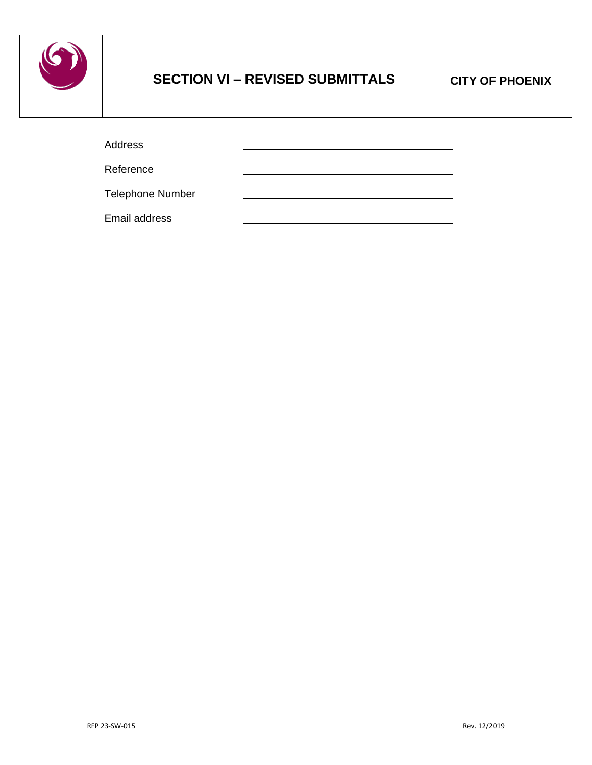# SECTION VI – REVISED SUBMITTALS

**CITY OF PHOENIX**

| | |
|---|---|
| Address | ______________________ |
| Reference | ______________________ |
| Telephone Number | ______________________ |
| Email address | ______________________ |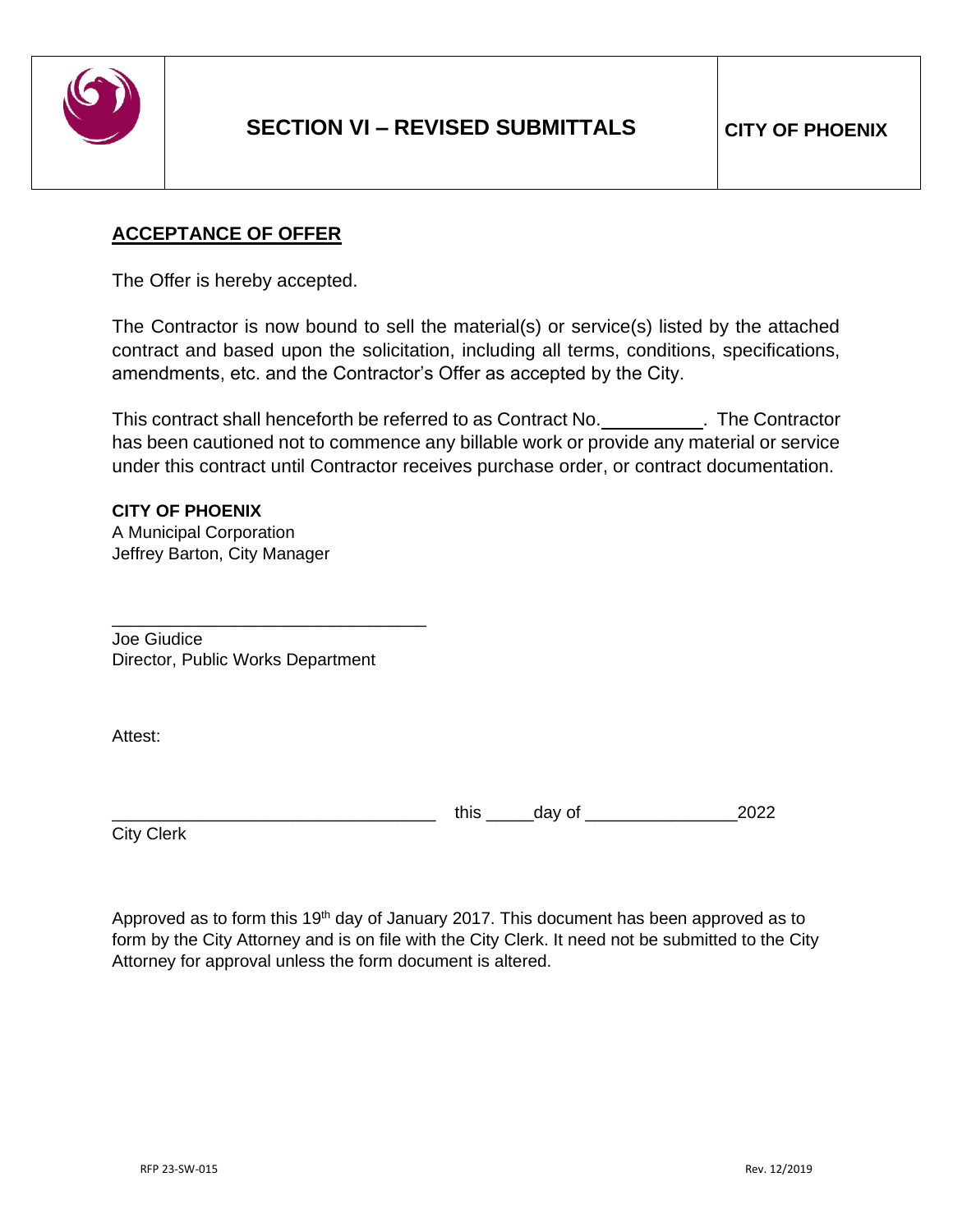# SECTION VI – REVISED SUBMITTALS

**CITY OF PHOENIX**

## ACCEPTANCE OF OFFER

The Offer is hereby accepted.

The Contractor is now bound to sell the material(s) or service(s) listed by the attached contract and based upon the solicitation, including all terms, conditions, specifications, amendments, etc. and the Contractor's Offer as accepted by the City.

This contract shall henceforth be referred to as Contract No.__________. The Contractor has been cautioned not to commence any billable work or provide any material or service under this contract until Contractor receives purchase order, or contract documentation.

**CITY OF PHOENIX**
A Municipal Corporation
Jeffrey Barton, City Manager

_________________________________
Joe Giudice
Director, Public Works Department

Attest:

_________________________________ this _____day of _______________2022
City Clerk

Approved as to form this 19th day of January 2017. This document has been approved as to form by the City Attorney and is on file with the City Clerk. It need not be submitted to the City Attorney for approval unless the form document is altered.

RFP 23-SW-015 Rev. 12/2019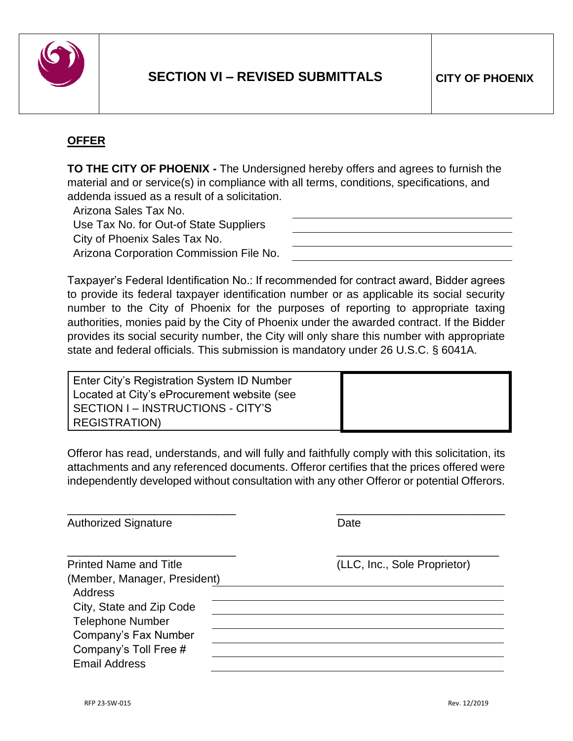| | SECTION VI – REVISED SUBMITTALS | CITY OF PHOENIX |
|---|---|---|

## OFFER

**TO THE CITY OF PHOENIX -** The Undersigned hereby offers and agrees to furnish the material and or service(s) in compliance with all terms, conditions, specifications, and addenda issued as a result of a solicitation.

| | |
|---|---|
| Arizona Sales Tax No. | |
| Use Tax No. for Out-of State Suppliers | |
| City of Phoenix Sales Tax No. | |
| Arizona Corporation Commission File No. | |

Taxpayer's Federal Identification No.: If recommended for contract award, Bidder agrees to provide its federal taxpayer identification number or as applicable its social security number to the City of Phoenix for the purposes of reporting to appropriate taxing authorities, monies paid by the City of Phoenix under the awarded contract. If the Bidder provides its social security number, the City will only share this number with appropriate state and federal officials. This submission is mandatory under 26 U.S.C. § 6041A.

| | |
|---|---|
| Enter City's Registration System ID Number Located at City's eProcurement website (see SECTION I – INSTRUCTIONS - CITY'S REGISTRATION) | |

Offeror has read, understands, and will fully and faithfully comply with this solicitation, its attachments and any referenced documents. Offeror certifies that the prices offered were independently developed without consultation with any other Offeror or potential Offerors.

___________________________ &nbsp;&nbsp;&nbsp;&nbsp;&nbsp;&nbsp;&nbsp;&nbsp; ___________________________
Authorized Signature &nbsp;&nbsp;&nbsp;&nbsp;&nbsp;&nbsp;&nbsp;&nbsp;&nbsp;&nbsp;&nbsp;&nbsp;&nbsp;&nbsp;&nbsp;&nbsp;&nbsp;&nbsp;&nbsp;&nbsp;&nbsp;&nbsp;&nbsp;&nbsp; Date

___________________________ &nbsp;&nbsp;&nbsp;&nbsp;&nbsp;&nbsp;&nbsp;&nbsp; ___________________________
Printed Name and Title &nbsp;&nbsp;&nbsp;&nbsp;&nbsp;&nbsp;&nbsp;&nbsp;&nbsp;&nbsp;&nbsp;&nbsp;&nbsp;&nbsp;&nbsp;&nbsp;&nbsp;&nbsp;&nbsp; (LLC, Inc., Sole Proprietor)
(Member, Manager, President)

| | |
|---|---|
| Address | |
| City, State and Zip Code | |
| Telephone Number | |
| Company's Fax Number | |
| Company's Toll Free # | |
| Email Address | |

RFP 23-SW-015 &nbsp;&nbsp;&nbsp;&nbsp;&nbsp;&nbsp;&nbsp;&nbsp;&nbsp;&nbsp;&nbsp;&nbsp;&nbsp;&nbsp;&nbsp;&nbsp;&nbsp;&nbsp;&nbsp;&nbsp;&nbsp;&nbsp;&nbsp;&nbsp;&nbsp;&nbsp;&nbsp;&nbsp;&nbsp;&nbsp;&nbsp;&nbsp;&nbsp;&nbsp;&nbsp;&nbsp;&nbsp;&nbsp;&nbsp;&nbsp;&nbsp;&nbsp;&nbsp;&nbsp;&nbsp;&nbsp;&nbsp;&nbsp; Rev. 12/2019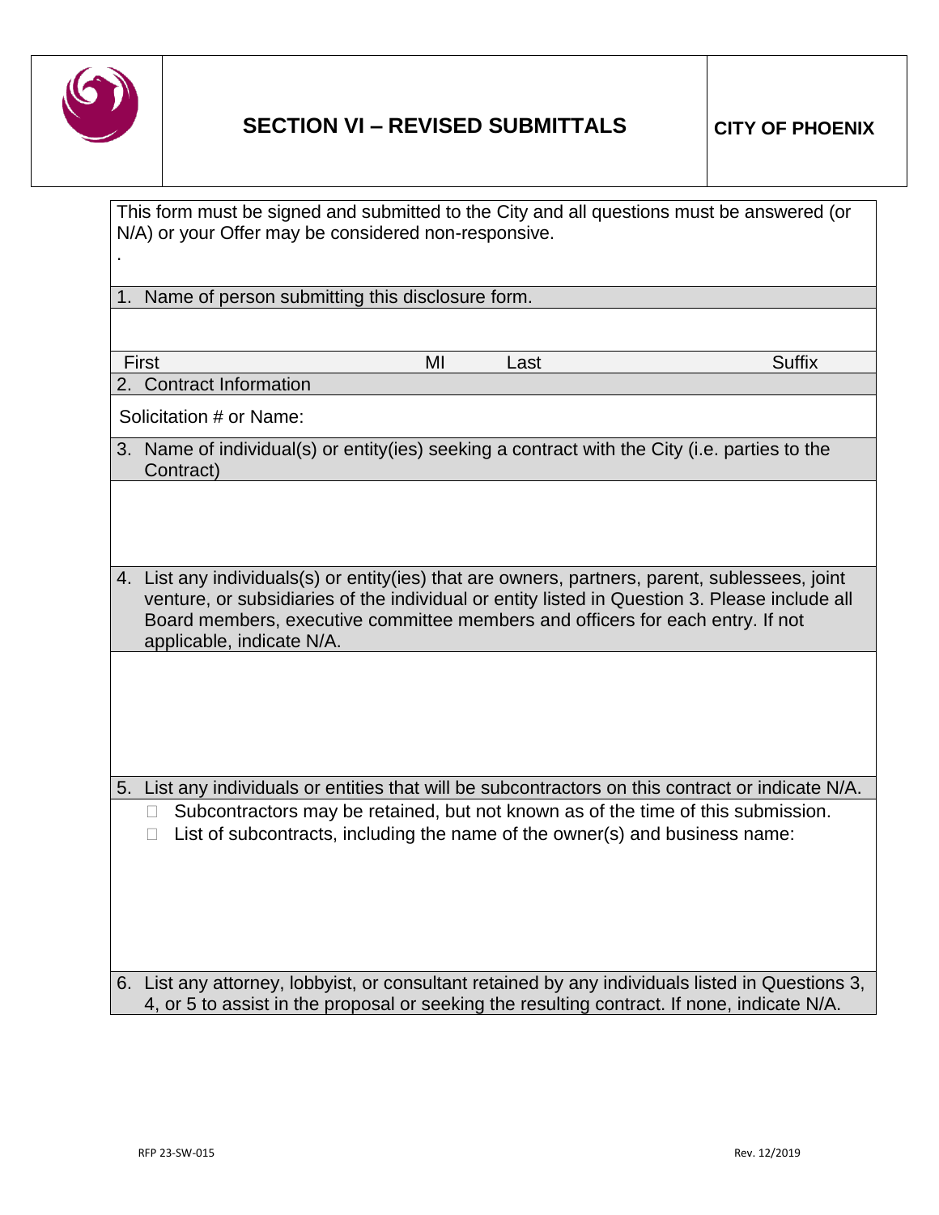# SECTION VI – REVISED SUBMITTALS

**CITY OF PHOENIX**

This form must be signed and submitted to the City and all questions must be answered (or N/A) or your Offer may be considered non-responsive.

.

1. Name of person submitting this disclosure form.

| First | MI | Last | Suffix |
|---|---|---|---|
| | | | |

2. Contract Information

Solicitation # or Name:

3. Name of individual(s) or entity(ies) seeking a contract with the City (i.e. parties to the Contract)

4. List any individuals(s) or entity(ies) that are owners, partners, parent, sublessees, joint venture, or subsidiaries of the individual or entity listed in Question 3. Please include all Board members, executive committee members and officers for each entry. If not applicable, indicate N/A.

5. List any individuals or entities that will be subcontractors on this contract or indicate N/A.

- ☐ Subcontractors may be retained, but not known as of the time of this submission.
- ☐ List of subcontracts, including the name of the owner(s) and business name:

6. List any attorney, lobbyist, or consultant retained by any individuals listed in Questions 3, 4, or 5 to assist in the proposal or seeking the resulting contract. If none, indicate N/A.

RFP 23-SW-015

Rev. 12/2019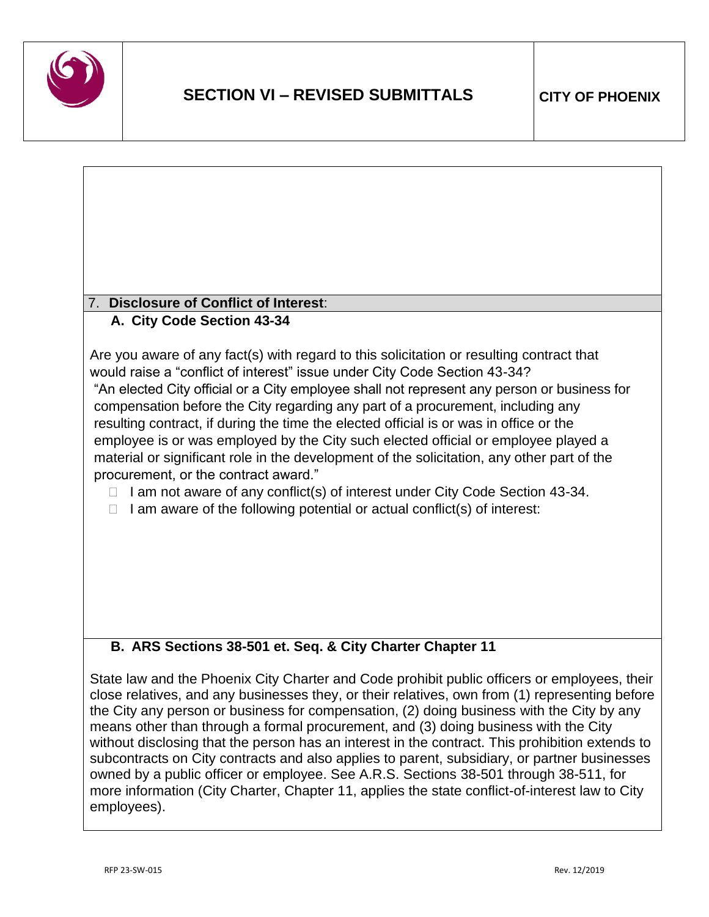## 7. Disclosure of Conflict of Interest:

### A. City Code Section 43-34

Are you aware of any fact(s) with regard to this solicitation or resulting contract that would raise a "conflict of interest" issue under City Code Section 43-34?

"An elected City official or a City employee shall not represent any person or business for compensation before the City regarding any part of a procurement, including any resulting contract, if during the time the elected official is or was in office or the employee is or was employed by the City such elected official or employee played a material or significant role in the development of the solicitation, any other part of the procurement, or the contract award."

- ☐ I am not aware of any conflict(s) of interest under City Code Section 43-34.
- ☐ I am aware of the following potential or actual conflict(s) of interest:

### B. ARS Sections 38-501 et. Seq. & City Charter Chapter 11

State law and the Phoenix City Charter and Code prohibit public officers or employees, their close relatives, and any businesses they, or their relatives, own from (1) representing before the City any person or business for compensation, (2) doing business with the City by any means other than through a formal procurement, and (3) doing business with the City without disclosing that the person has an interest in the contract. This prohibition extends to subcontracts on City contracts and also applies to parent, subsidiary, or partner businesses owned by a public officer or employee. See A.R.S. Sections 38-501 through 38-511, for more information (City Charter, Chapter 11, applies the state conflict-of-interest law to City employees).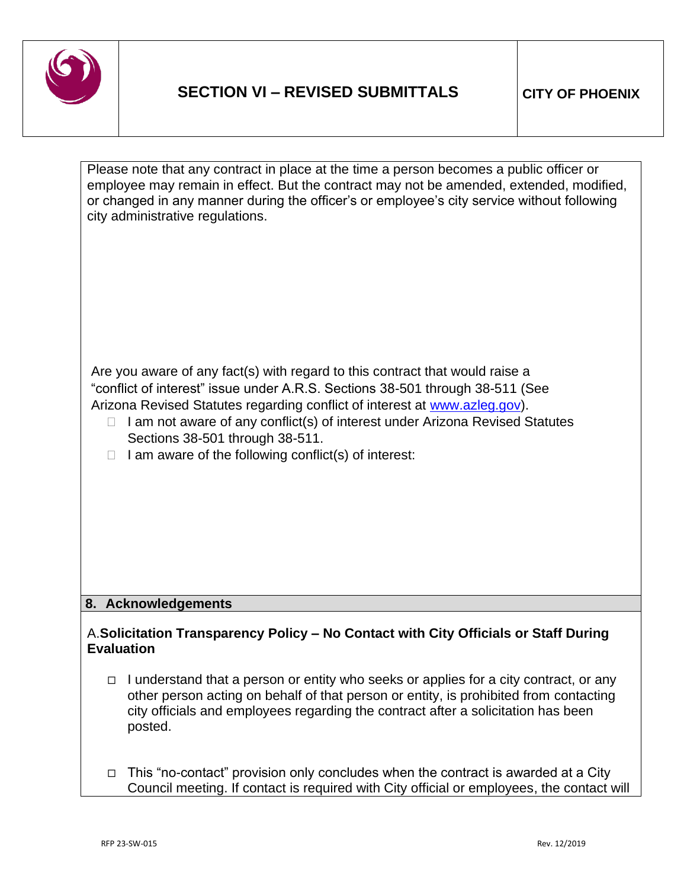Please note that any contract in place at the time a person becomes a public officer or employee may remain in effect. But the contract may not be amended, extended, modified, or changed in any manner during the officer's or employee's city service without following city administrative regulations.

Are you aware of any fact(s) with regard to this contract that would raise a "conflict of interest" issue under A.R.S. Sections 38-501 through 38-511 (See Arizona Revised Statutes regarding conflict of interest at www.azleg.gov).

- ☐ I am not aware of any conflict(s) of interest under Arizona Revised Statutes Sections 38-501 through 38-511.
- ☐ I am aware of the following conflict(s) of interest:

## 8. Acknowledgements

A. **Solicitation Transparency Policy – No Contact with City Officials or Staff During Evaluation**

- ☐ I understand that a person or entity who seeks or applies for a city contract, or any other person acting on behalf of that person or entity, is prohibited from contacting city officials and employees regarding the contract after a solicitation has been posted.
- ☐ This "no-contact" provision only concludes when the contract is awarded at a City Council meeting. If contact is required with City official or employees, the contact will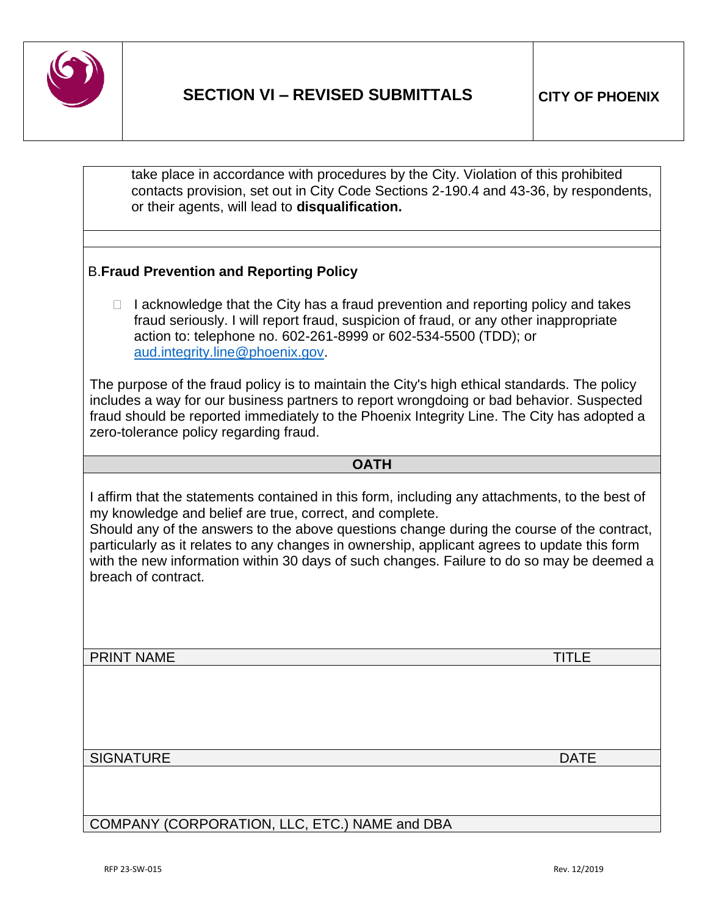take place in accordance with procedures by the City. Violation of this prohibited contacts provision, set out in City Code Sections 2-190.4 and 43-36, by respondents, or their agents, will lead to **disqualification.**

B. **Fraud Prevention and Reporting Policy**

- ☐ I acknowledge that the City has a fraud prevention and reporting policy and takes fraud seriously. I will report fraud, suspicion of fraud, or any other inappropriate action to: telephone no. 602-261-8999 or 602-534-5500 (TDD); or aud.integrity.line@phoenix.gov.

The purpose of the fraud policy is to maintain the City's high ethical standards. The policy includes a way for our business partners to report wrongdoing or bad behavior. Suspected fraud should be reported immediately to the Phoenix Integrity Line. The City has adopted a zero-tolerance policy regarding fraud.

**OATH**

I affirm that the statements contained in this form, including any attachments, to the best of my knowledge and belief are true, correct, and complete.
Should any of the answers to the above questions change during the course of the contract, particularly as it relates to any changes in ownership, applicant agrees to update this form with the new information within 30 days of such changes. Failure to do so may be deemed a breach of contract.

PRINT NAME TITLE

SIGNATURE DATE

COMPANY (CORPORATION, LLC, ETC.) NAME and DBA

RFP 23-SW-015 Rev. 12/2019